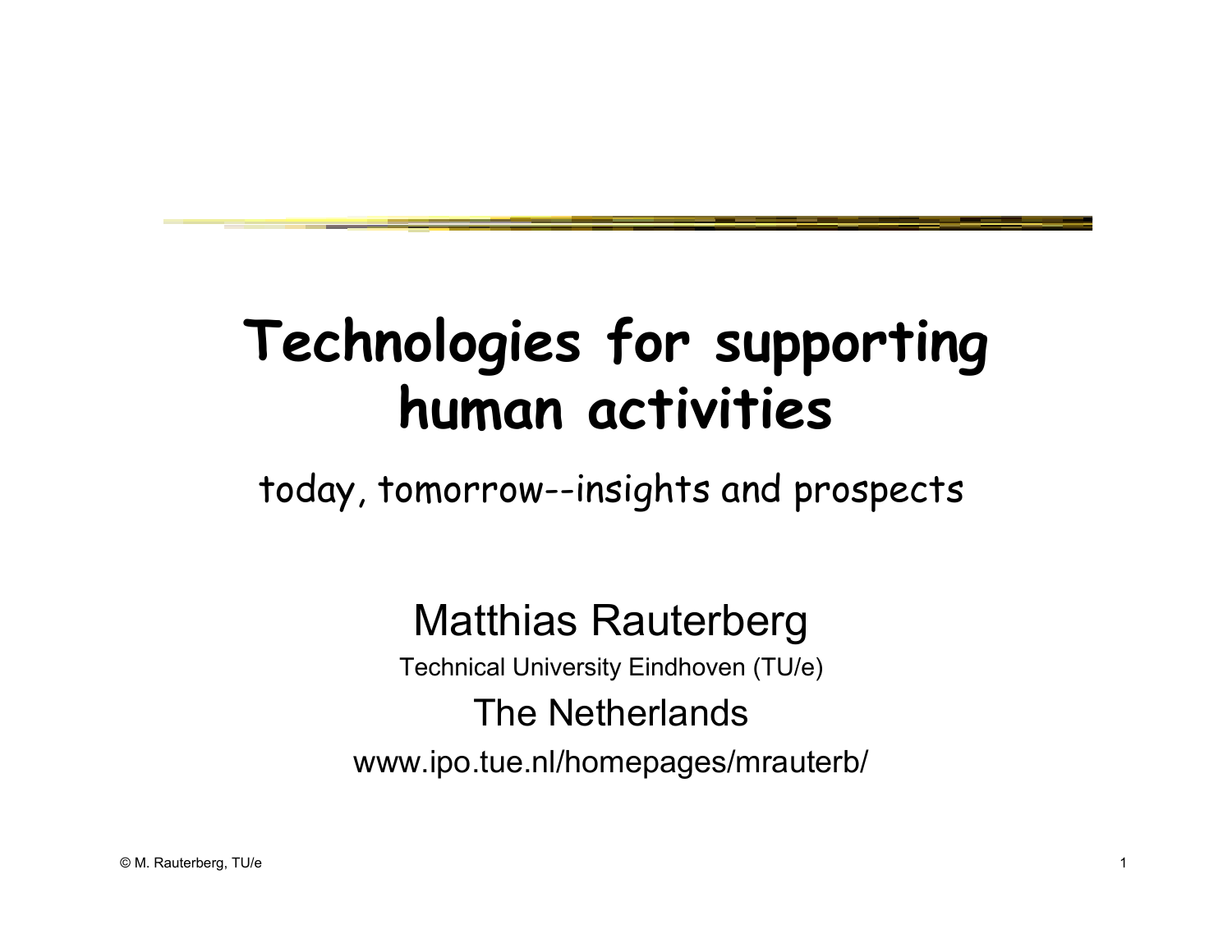# Technologies for supporting human activities

today, tomorrow--insights and prospects

Matthias Rauterberg

Technical University Eindhoven (TU/e)

The Netherlands

www.ipo.tue.nl/homepages/mrauterb/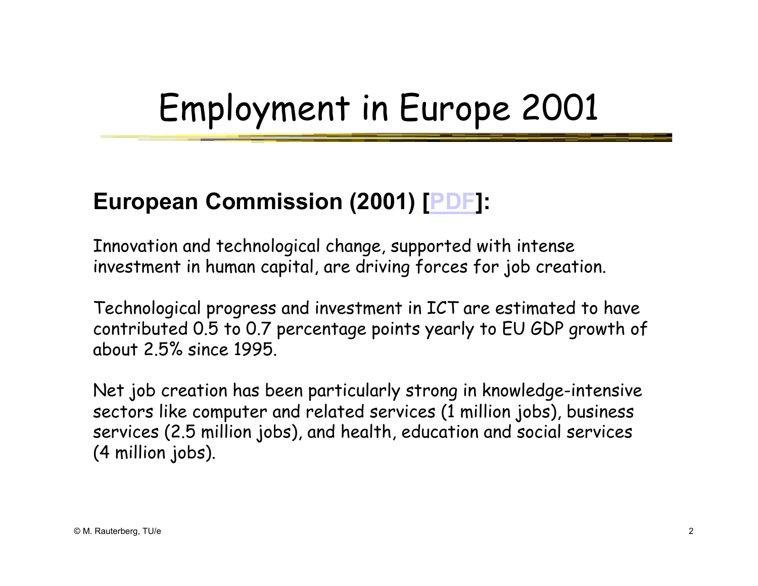# Employment in Europe 2001

**European Commission (2001) [PDF]:**

Innovation and technological change, supported with intense investment in human capital, are driving forces for job creation.

Technological progress and investment in ICT are estimated to have contributed 0.5 to 0.7 percentage points yearly to EU GDP growth of about 2.5% since 1995.

Net job creation has been particularly strong in knowledge-intensive sectors like computer and related services (1 million jobs), business services (2.5 million jobs), and health, education and social services (4 million jobs).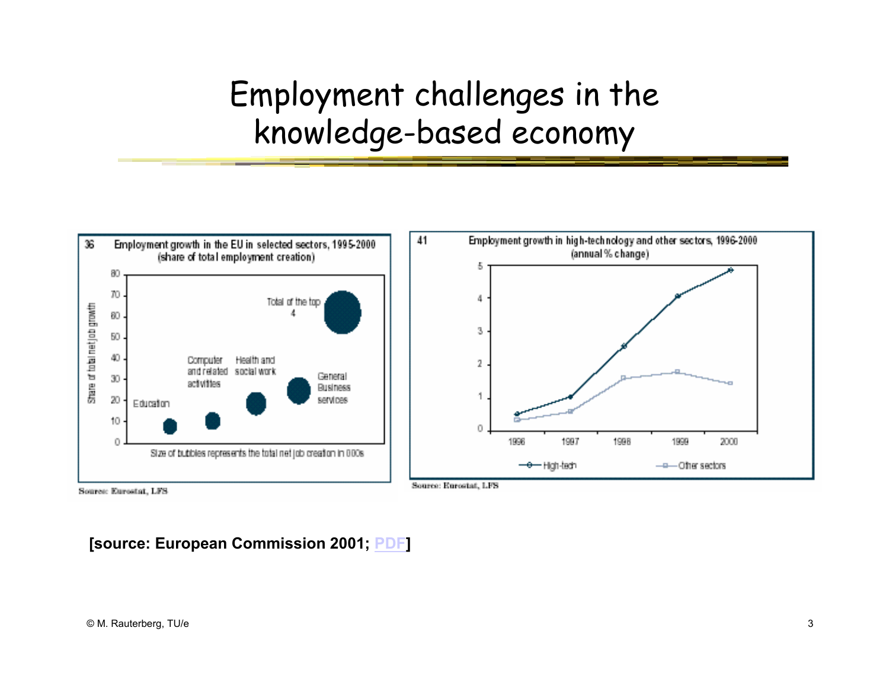# Employment challenges in the knowledge-based economy

**36 Employment growth in the EU in selected sectors, 1995-2000 (share of total employment creation)**

Share of total net job growth

- Education
- Computer and related activities
- Health and social work
- General Business services
- Total of the top 4

Size of bubbles represents the total net job creation in 000s

Source: Eurostat, LFS

**41 Employment growth in high-technology and other sectors, 1996-2000 (annual % change)**

- High-tech
- Other sectors

Source: Eurostat, LFS

**[source: European Commission 2001; PDF]**

© M. Rauterberg, TU/e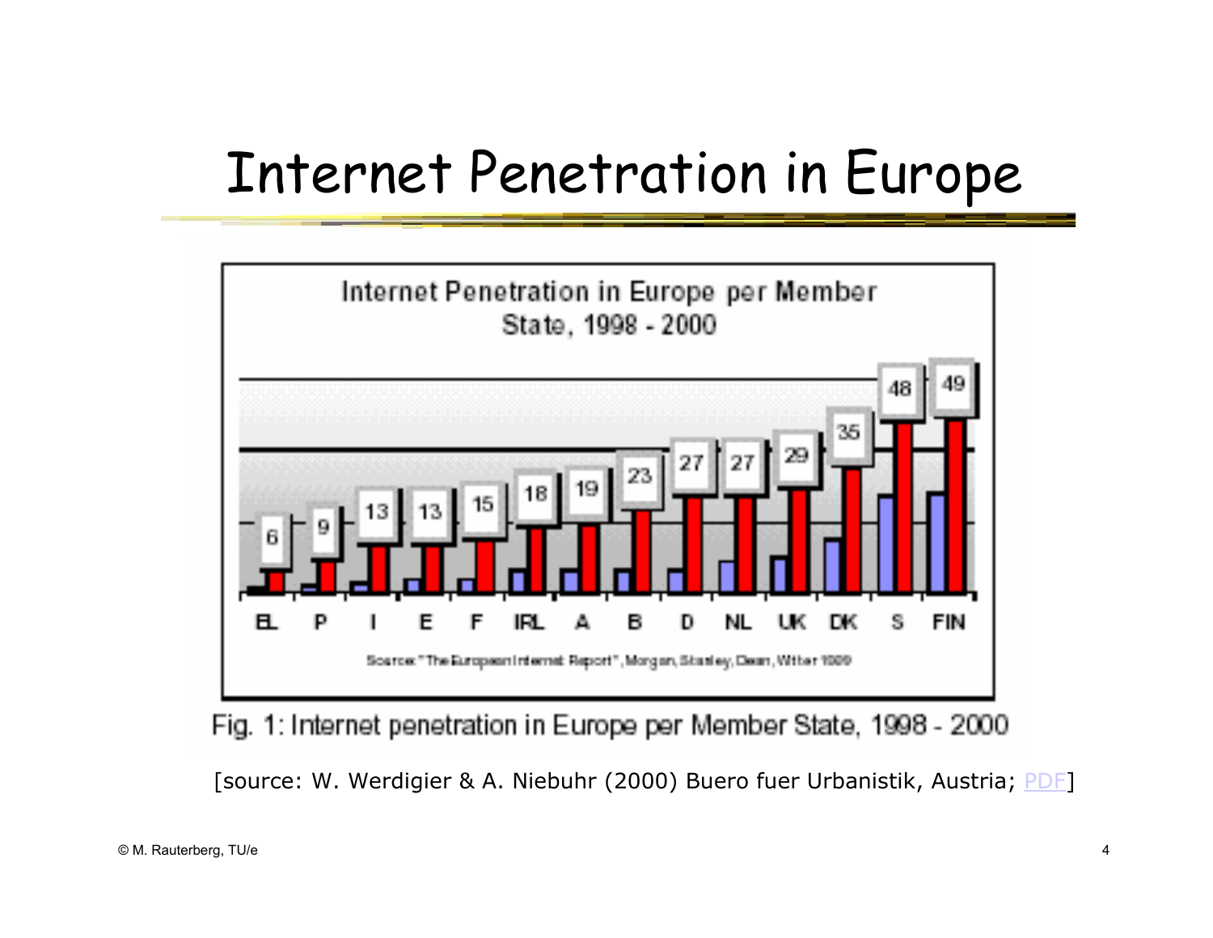# Internet Penetration in Europe

**Internet Penetration in Europe per Member State, 1998 - 2000**

| EL | P | I | E | F | IRL | A | B | D | NL | UK | DK | S | FIN |
|---|---|---|---|---|---|---|---|---|---|---|---|---|---|
| 6 | 9 | 13 | 13 | 15 | 18 | 19 | 23 | 27 | 27 | 29 | 35 | 48 | 49 |

Source: "The European Internet Report", Morgan, Stanley, Dean, Witter 1999

Fig. 1: Internet penetration in Europe per Member State, 1998 - 2000

[source: W. Werdigier & A. Niebuhr (2000) Buero fuer Urbanistik, Austria; PDF]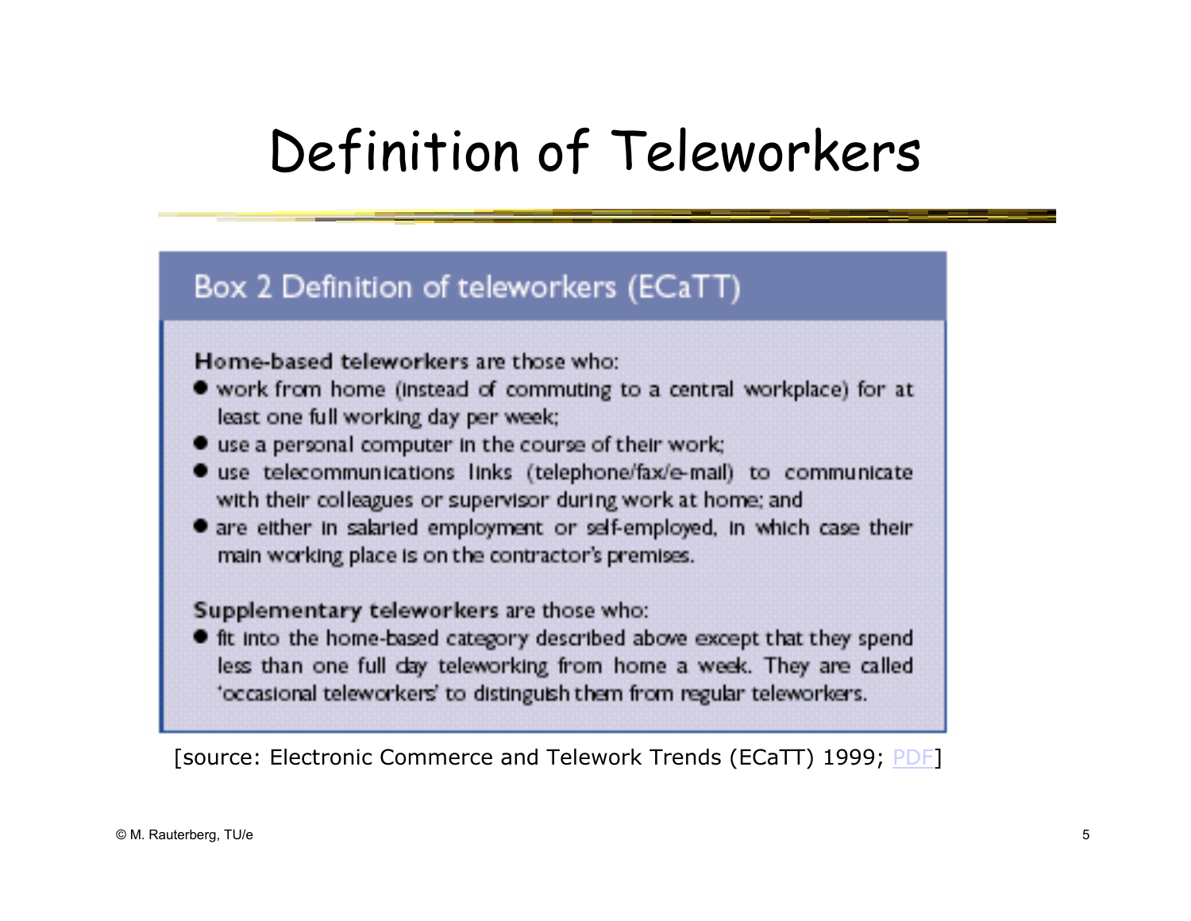# Definition of Teleworkers

## Box 2 Definition of teleworkers (ECaTT)

**Home-based teleworkers** are those who:

- work from home (instead of commuting to a central workplace) for at least one full working day per week;
- use a personal computer in the course of their work;
- use telecommunications links (telephone/fax/e-mail) to communicate with their colleagues or supervisor during work at home; and
- are either in salaried employment or self-employed, in which case their main working place is on the contractor's premises.

**Supplementary teleworkers** are those who:

- fit into the home-based category described above except that they spend less than one full day teleworking from home a week. They are called 'occasional teleworkers' to distinguish them from regular teleworkers.

[source: Electronic Commerce and Telework Trends (ECaTT) 1999; PDF]

© M. Rauterberg, TU/e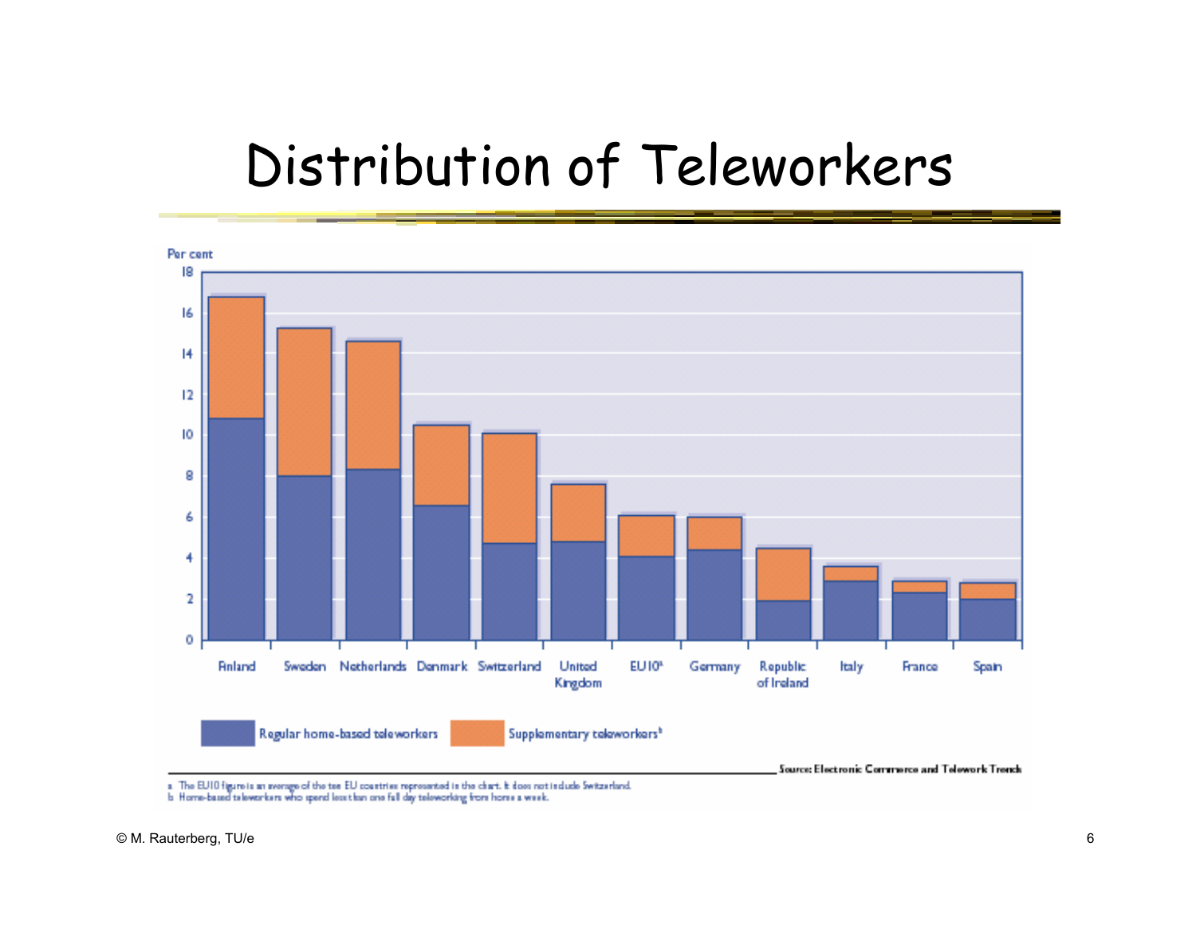# Distribution of Teleworkers

Per cent

| Country | Regular home-based teleworkers | Supplementary teleworkers[b] |
|---|---|---|
| Finland | | |
| Sweden | | |
| Netherlands | | |
| Denmark | | |
| Switzerland | | |
| United Kingdom | | |
| EU10[a] | | |
| Germany | | |
| Republic of Ireland | | |
| Italy | | |
| France | | |
| Spain | | |

Source: Electronic Commerce and Telework Trends

a The EU10 figure is an average of the ten EU countries represented in the chart. It does not include Switzerland.
b Home-based teleworkers who spend less than one full day teleworking from home a week.

© M. Rauterberg, TU/e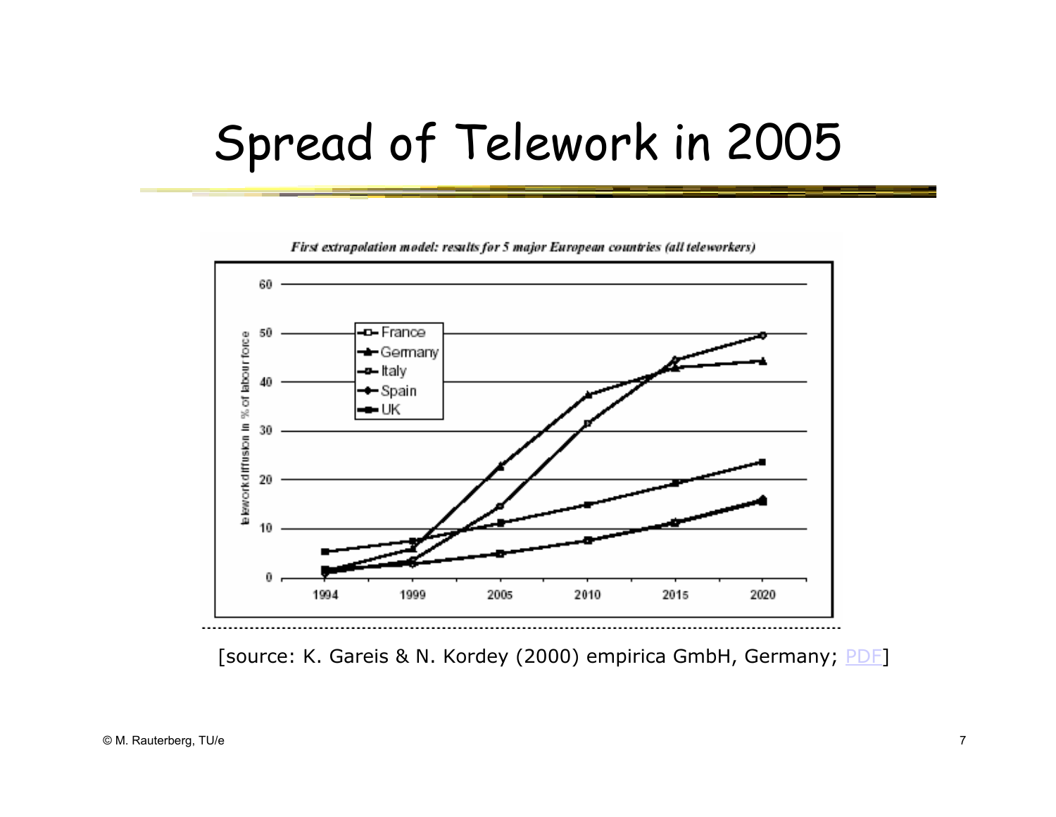# Spread of Telework in 2005

*First extrapolation model: results for 5 major European countries (all teleworkers)*

[source: K. Gareis & N. Kordey (2000) empirica GmbH, Germany; PDF]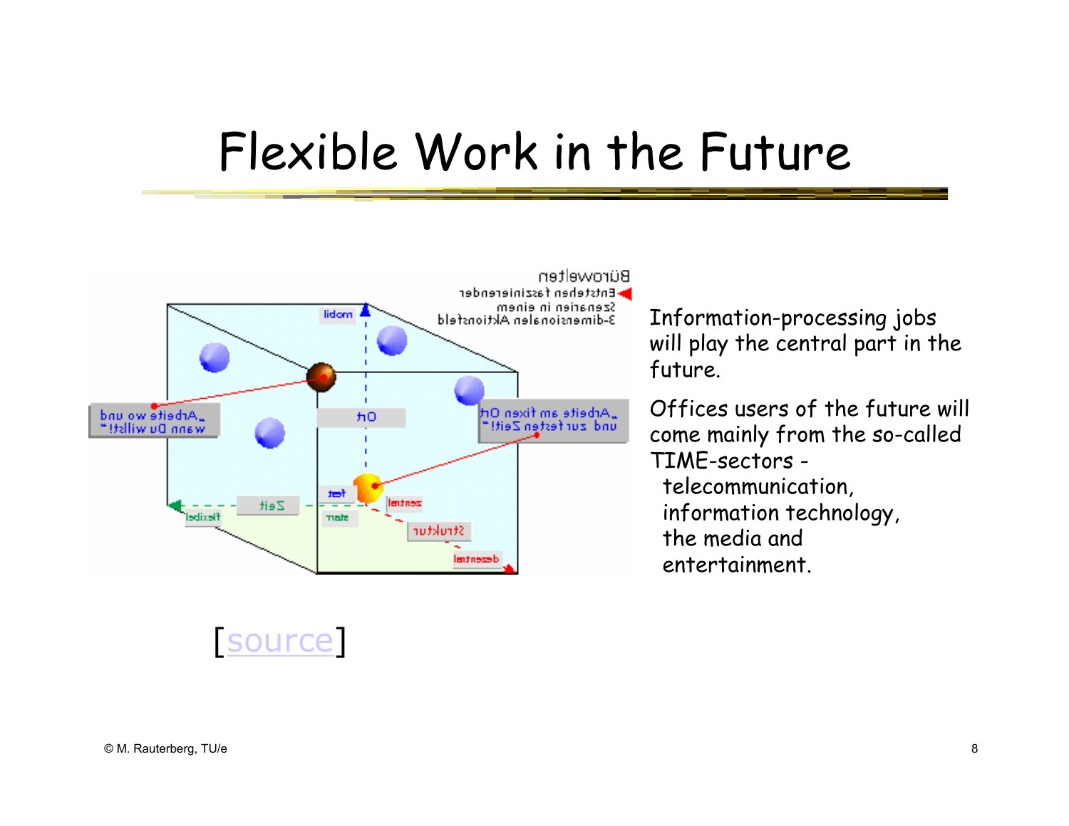# Flexible Work in the Future

Information-processing jobs will play the central part in the future.

Offices users of the future will come mainly from the so-called TIME-sectors -
telecommunication,
information technology,
the media and
entertainment.

[source]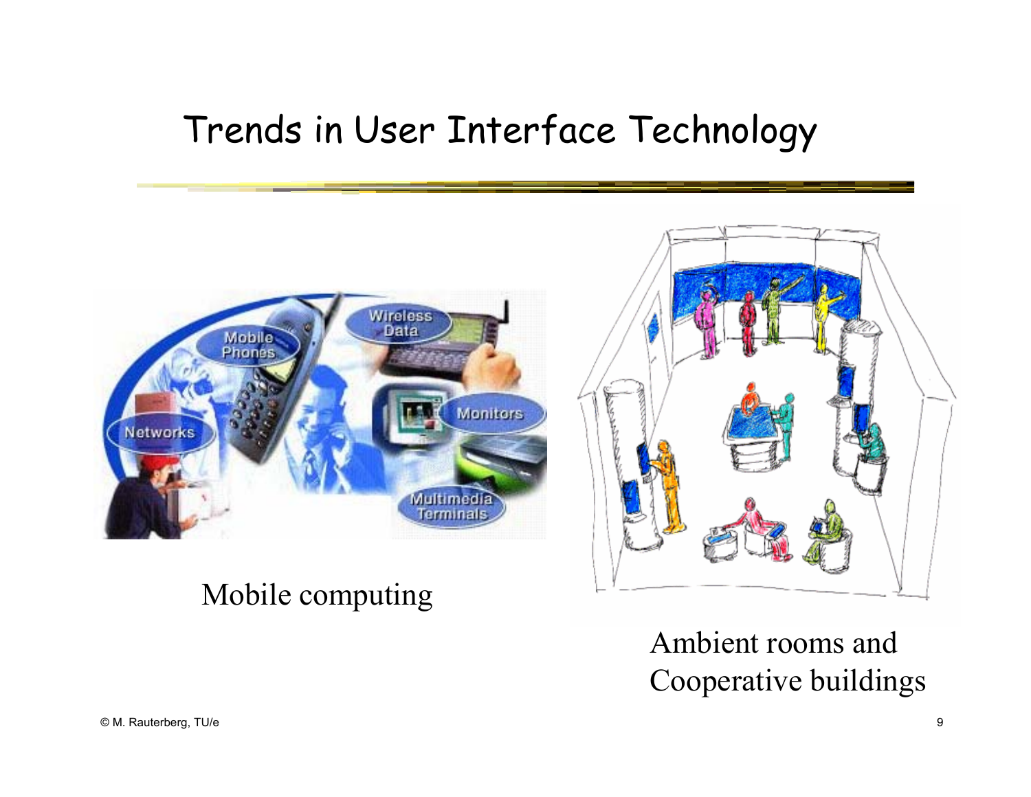# Trends in User Interface Technology

Mobile computing

Ambient rooms and Cooperative buildings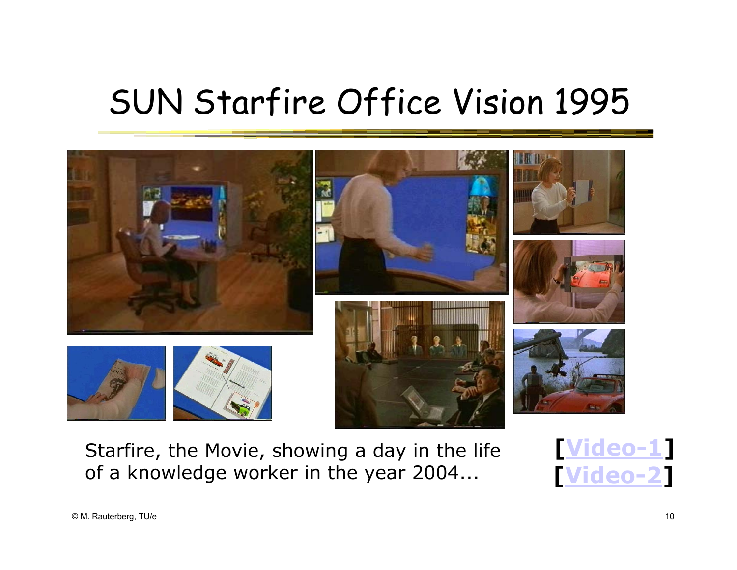# SUN Starfire Office Vision 1995

Starfire, the Movie, showing a day in the life of a knowledge worker in the year 2004...

[Video-1]
[Video-2]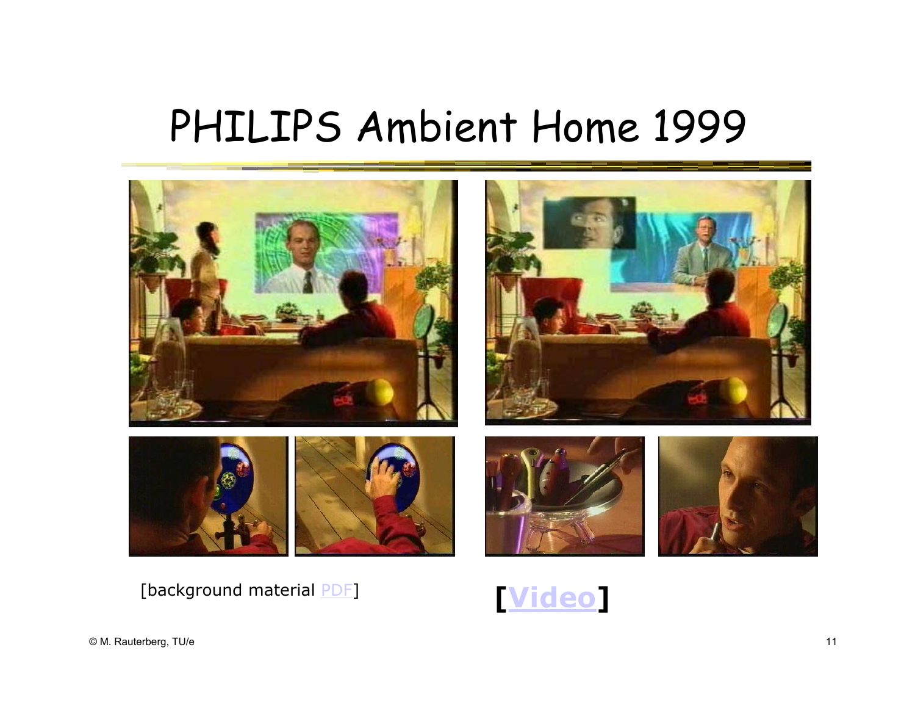# PHILIPS Ambient Home 1999

[background material PDF]

**[Video]**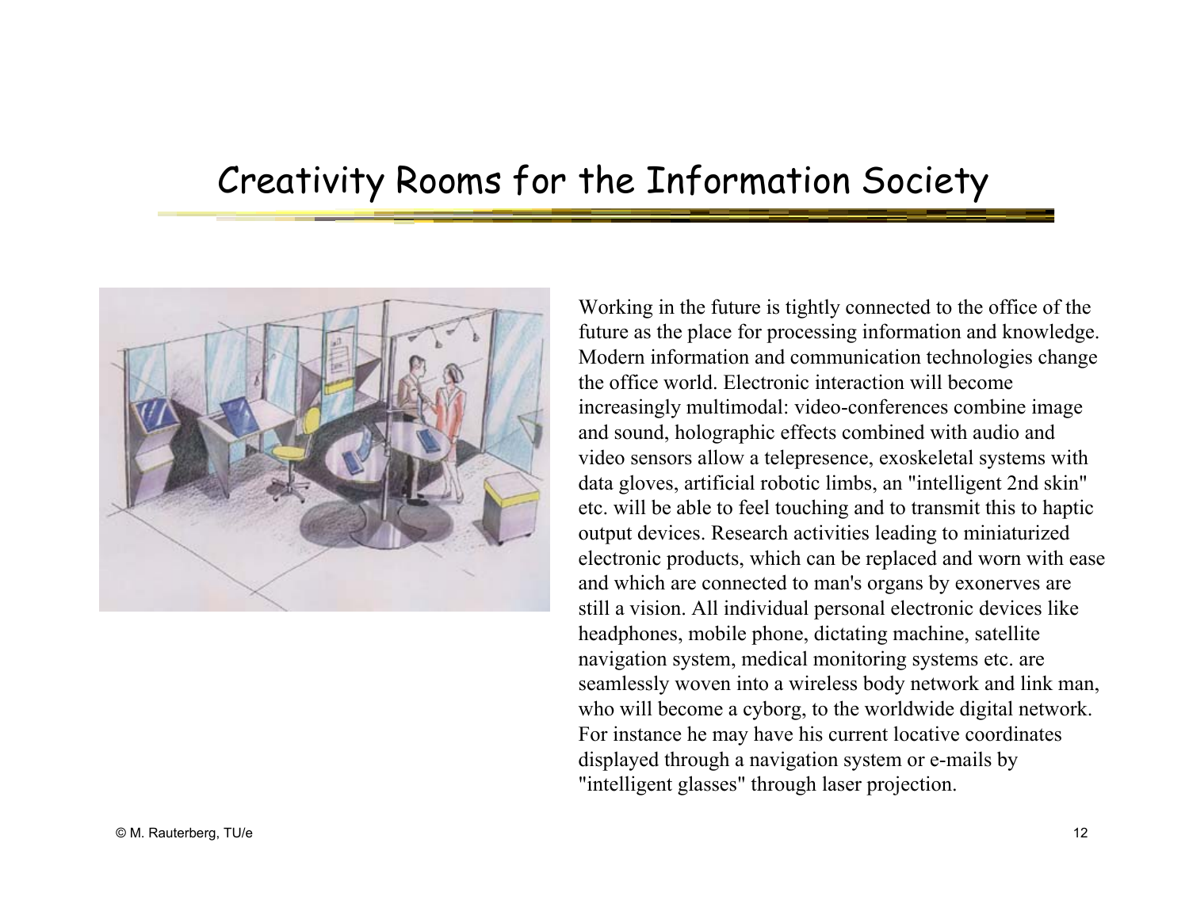# Creativity Rooms for the Information Society

Working in the future is tightly connected to the office of the future as the place for processing information and knowledge. Modern information and communication technologies change the office world. Electronic interaction will become increasingly multimodal: video-conferences combine image and sound, holographic effects combined with audio and video sensors allow a telepresence, exoskeletal systems with data gloves, artificial robotic limbs, an "intelligent 2nd skin" etc. will be able to feel touching and to transmit this to haptic output devices. Research activities leading to miniaturized electronic products, which can be replaced and worn with ease and which are connected to man's organs by exonerves are still a vision. All individual personal electronic devices like headphones, mobile phone, dictating machine, satellite navigation system, medical monitoring systems etc. are seamlessly woven into a wireless body network and link man, who will become a cyborg, to the worldwide digital network. For instance he may have his current locative coordinates displayed through a navigation system or e-mails by "intelligent glasses" through laser projection.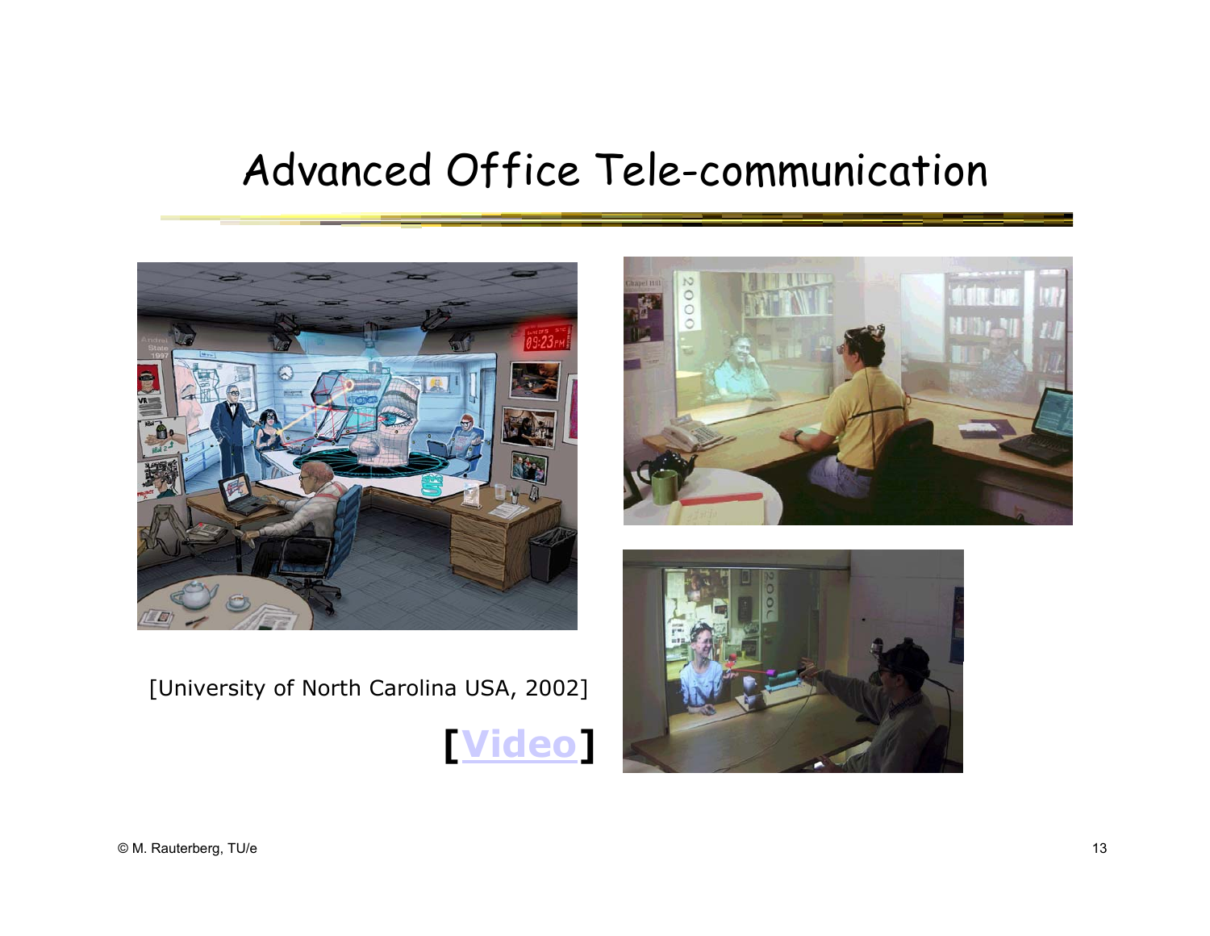# Advanced Office Tele-communication

[University of North Carolina USA, 2002]

**[Video]**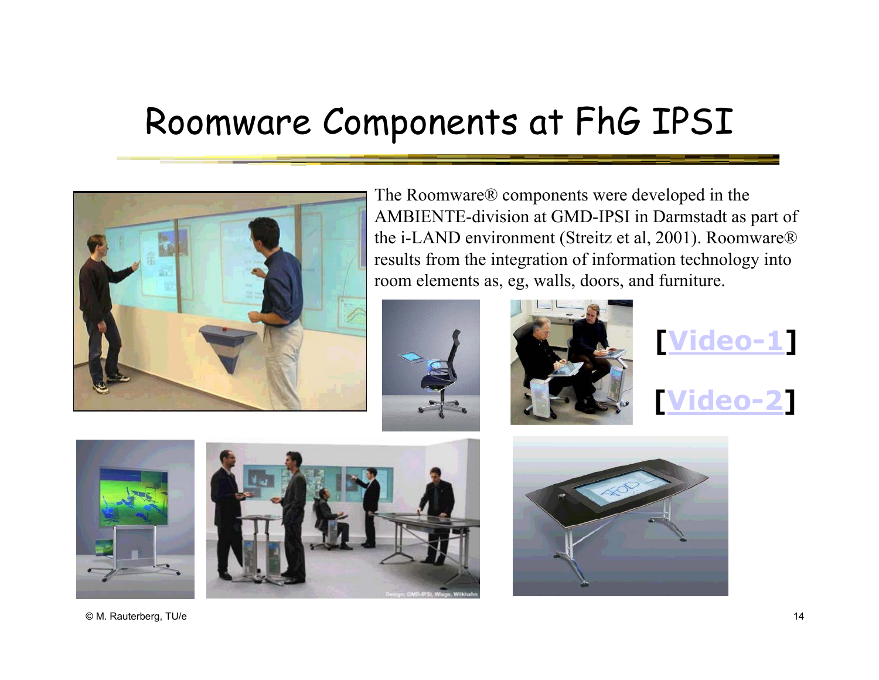# Roomware Components at FhG IPSI

The Roomware® components were developed in the AMBIENTE-division at GMD-IPSI in Darmstadt as part of the i-LAND environment (Streitz et al, 2001). Roomware® results from the integration of information technology into room elements as, eg, walls, doors, and furniture.

[Video-1]

[Video-2]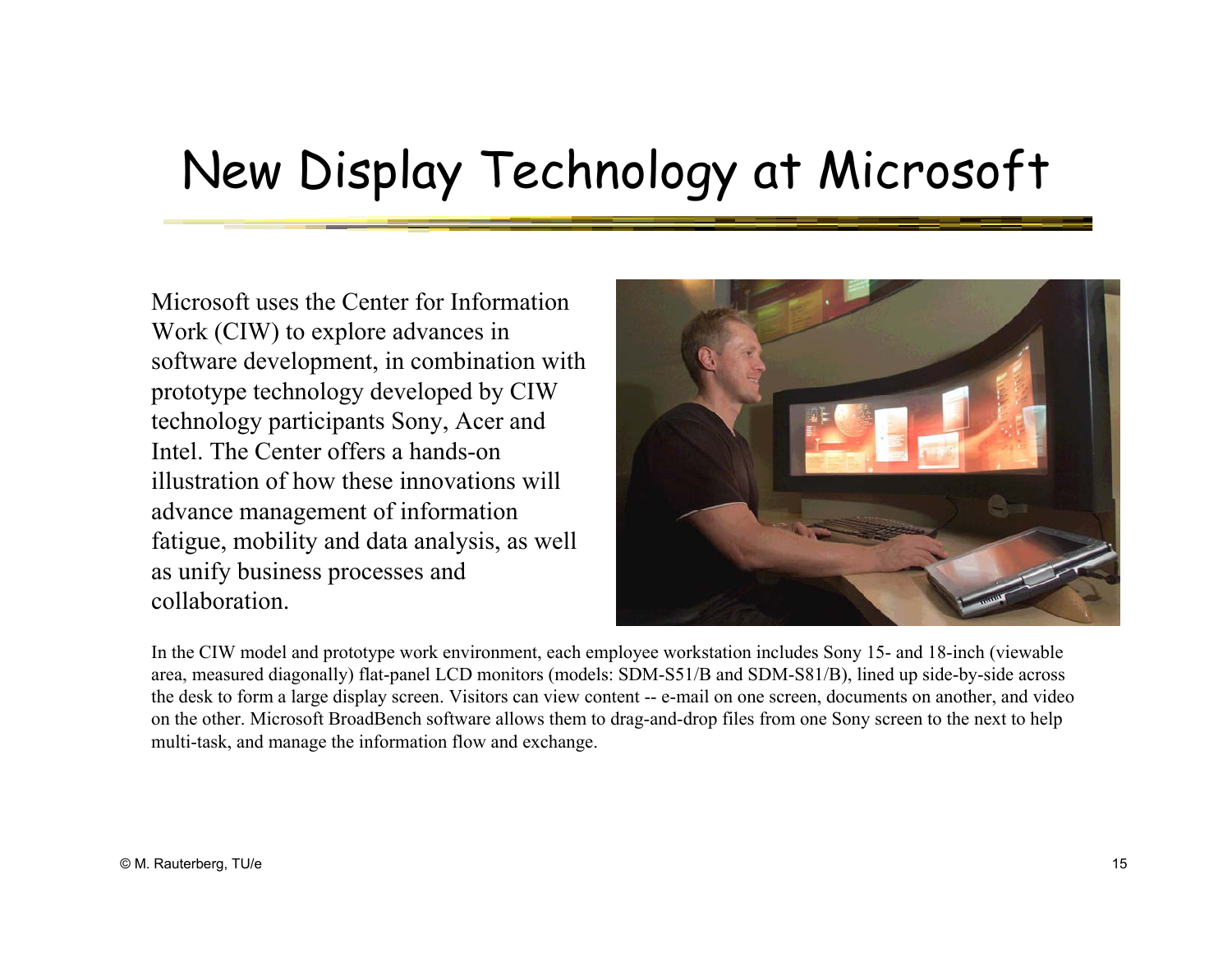# New Display Technology at Microsoft

Microsoft uses the Center for Information Work (CIW) to explore advances in software development, in combination with prototype technology developed by CIW technology participants Sony, Acer and Intel. The Center offers a hands-on illustration of how these innovations will advance management of information fatigue, mobility and data analysis, as well as unify business processes and collaboration.

In the CIW model and prototype work environment, each employee workstation includes Sony 15- and 18-inch (viewable area, measured diagonally) flat-panel LCD monitors (models: SDM-S51/B and SDM-S81/B), lined up side-by-side across the desk to form a large display screen. Visitors can view content -- e-mail on one screen, documents on another, and video on the other. Microsoft BroadBench software allows them to drag-and-drop files from one Sony screen to the next to help multi-task, and manage the information flow and exchange.

© M. Rauterberg, TU/e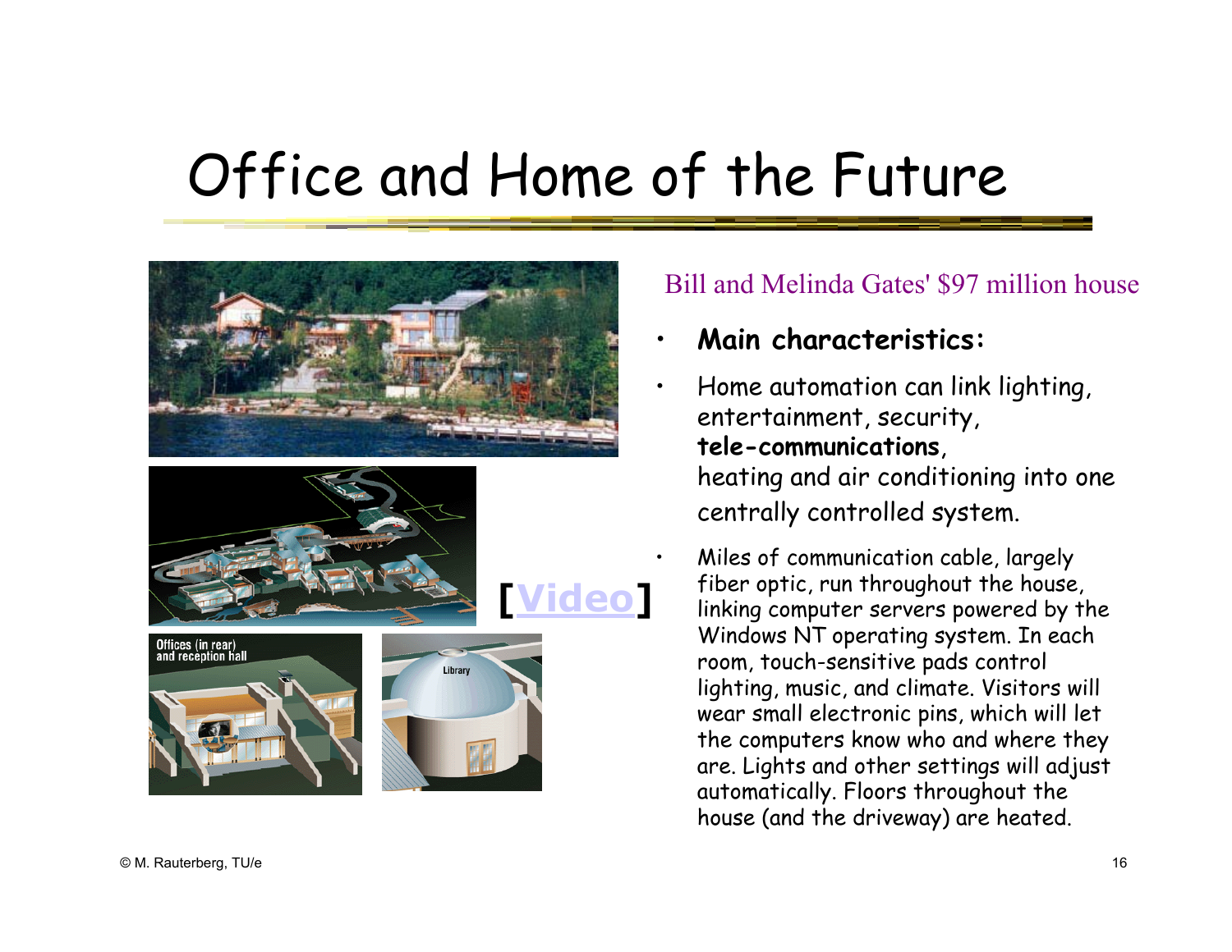# Office and Home of the Future

Offices (in rear) and reception hall

Library

[Video]

Bill and Melinda Gates' $97 million house

- **Main characteristics:**
- Home automation can link lighting, entertainment, security, **tele-communications**, heating and air conditioning into one centrally controlled system.
- Miles of communication cable, largely fiber optic, run throughout the house, linking computer servers powered by the Windows NT operating system. In each room, touch-sensitive pads control lighting, music, and climate. Visitors will wear small electronic pins, which will let the computers know who and where they are. Lights and other settings will adjust automatically. Floors throughout the house (and the driveway) are heated.

© M. Rauterberg, TU/e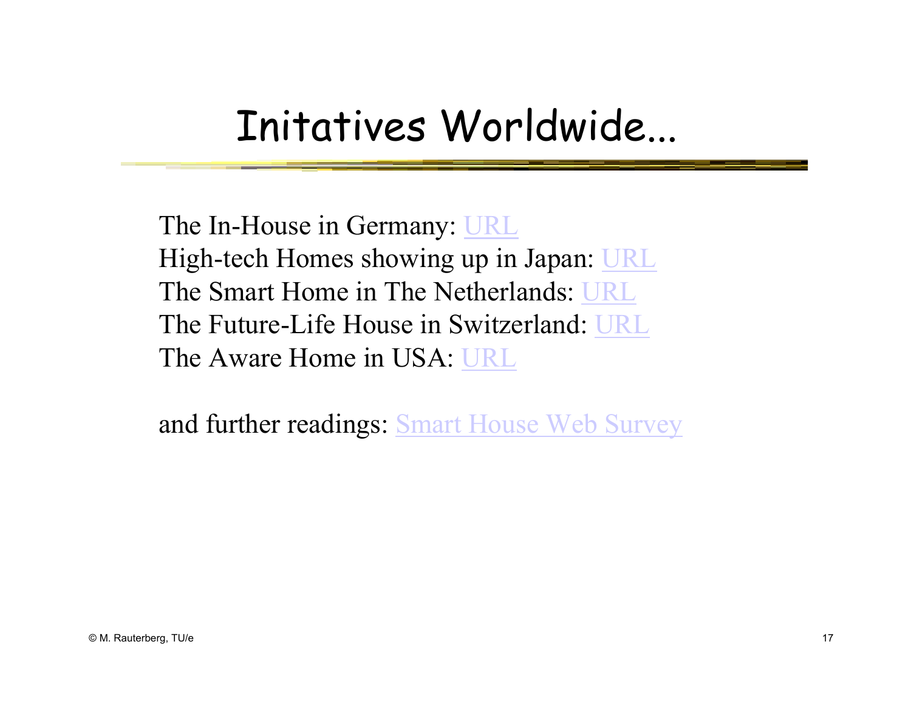# Initatives Worldwide...

The In-House in Germany: URL
High-tech Homes showing up in Japan: URL
The Smart Home in The Netherlands: URL
The Future-Life House in Switzerland: URL
The Aware Home in USA: URL

and further readings: Smart House Web Survey

© M. Rauterberg, TU/e